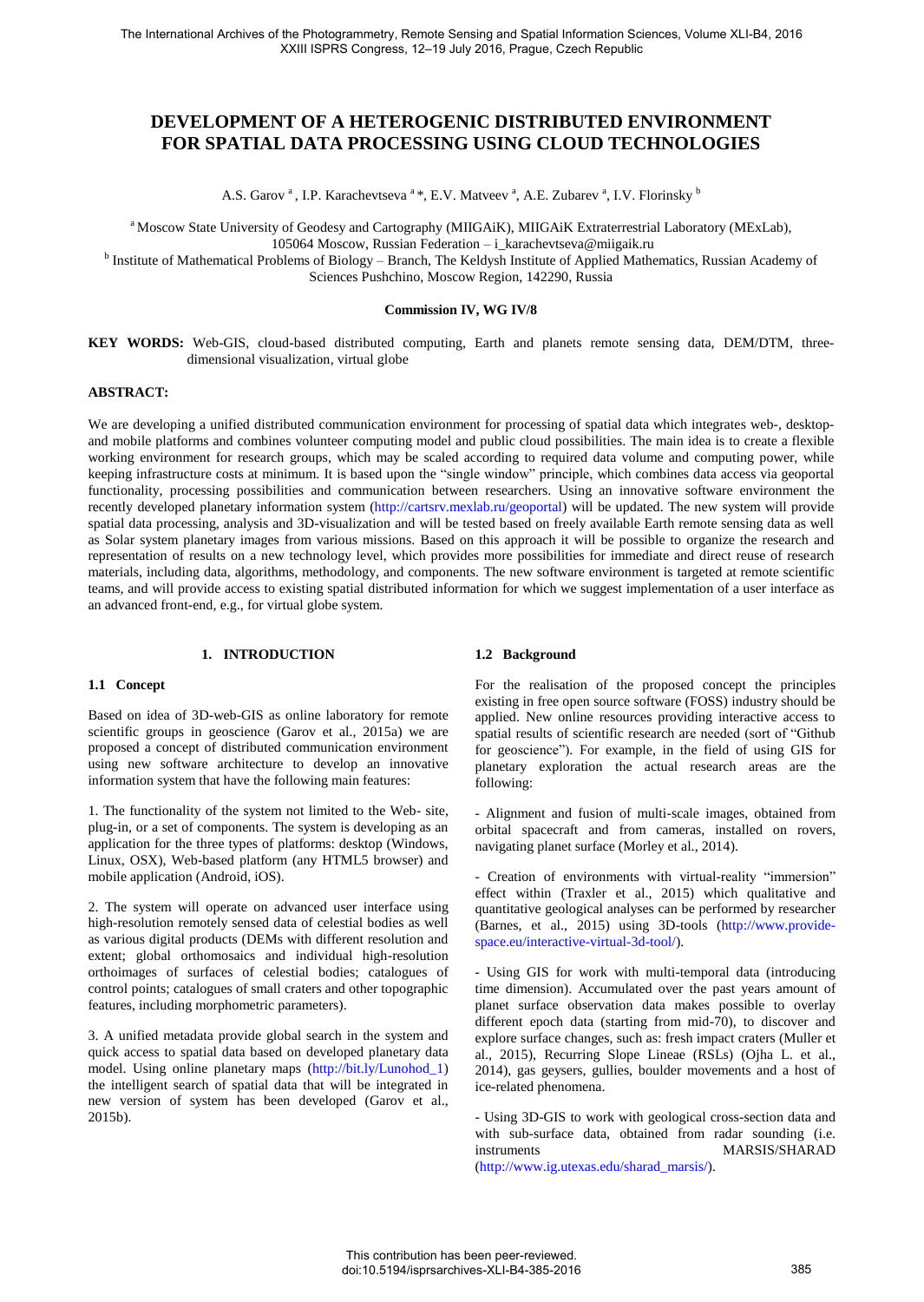# DEVELOPMENT OF A HETEROGENIC DISTRIBUTED ENVIRONMENT FOR SPATIAL DATA PROCESSING USING CLOUD TECHNOLOGIES

A.S. Garov [a], I.P. Karachevtseva [a]*, E.V. Matveev [a], A.E. Zubarev [a], I.V. Florinsky [b]

[a] Moscow State University of Geodesy and Cartography (MIIGAiK), MIIGAiK Extraterrestrial Laboratory (MExLab), 105064 Moscow, Russian Federation – i_karachevtseva@miigaik.ru

[b] Institute of Mathematical Problems of Biology – Branch, The Keldysh Institute of Applied Mathematics, Russian Academy of Sciences Pushchino, Moscow Region, 142290, Russia

**Commission IV, WG IV/8**

**KEY WORDS:** Web-GIS, cloud-based distributed computing, Earth and planets remote sensing data, DEM/DTM, three-dimensional visualization, virtual globe

**ABSTRACT:**

We are developing a unified distributed communication environment for processing of spatial data which integrates web-, desktop- and mobile platforms and combines volunteer computing model and public cloud possibilities. The main idea is to create a flexible working environment for research groups, which may be scaled according to required data volume and computing power, while keeping infrastructure costs at minimum. It is based upon the "single window" principle, which combines data access via geoportal functionality, processing possibilities and communication between researchers. Using an innovative software environment the recently developed planetary information system (http://cartsrv.mexlab.ru/geoportal) will be updated. The new system will provide spatial data processing, analysis and 3D-visualization and will be tested based on freely available Earth remote sensing data as well as Solar system planetary images from various missions. Based on this approach it will be possible to organize the research and representation of results on a new technology level, which provides more possibilities for immediate and direct reuse of research materials, including data, algorithms, methodology, and components. The new software environment is targeted at remote scientific teams, and will provide access to existing spatial distributed information for which we suggest implementation of a user interface as an advanced front-end, e.g., for virtual globe system.

## 1. INTRODUCTION

### 1.1 Concept

Based on idea of 3D-web-GIS as online laboratory for remote scientific groups in geoscience (Garov et al., 2015a) we are proposed a concept of distributed communication environment using new software architecture to develop an innovative information system that have the following main features:

1. The functionality of the system not limited to the Web- site, plug-in, or a set of components. The system is developing as an application for the three types of platforms: desktop (Windows, Linux, OSX), Web-based platform (any HTML5 browser) and mobile application (Android, iOS).

2. The system will operate on advanced user interface using high-resolution remotely sensed data of celestial bodies as well as various digital products (DEMs with different resolution and extent; global orthomosaics and individual high-resolution orthoimages of surfaces of celestial bodies; catalogues of control points; catalogues of small craters and other topographic features, including morphometric parameters).

3. A unified metadata provide global search in the system and quick access to spatial data based on developed planetary data model. Using online planetary maps (http://bit.ly/Lunohod_1) the intelligent search of spatial data that will be integrated in new version of system has been developed (Garov et al., 2015b).

### 1.2 Background

For the realisation of the proposed concept the principles existing in free open source software (FOSS) industry should be applied. New online resources providing interactive access to spatial results of scientific research are needed (sort of "Github for geoscience"). For example, in the field of using GIS for planetary exploration the actual research areas are the following:

- Alignment and fusion of multi-scale images, obtained from orbital spacecraft and from cameras, installed on rovers, navigating planet surface (Morley et al., 2014).

- Creation of environments with virtual-reality "immersion" effect within (Traxler et al., 2015) which qualitative and quantitative geological analyses can be performed by researcher (Barnes, et al., 2015) using 3D-tools (http://www.provide-space.eu/interactive-virtual-3d-tool/).

- Using GIS for work with multi-temporal data (introducing time dimension). Accumulated over the past years amount of planet surface observation data makes possible to overlay different epoch data (starting from mid-70), to discover and explore surface changes, such as: fresh impact craters (Muller et al., 2015), Recurring Slope Lineae (RSLs) (Ojha L. et al., 2014), gas geysers, gullies, boulder movements and a host of ice-related phenomena.

- Using 3D-GIS to work with geological cross-section data and with sub-surface data, obtained from radar sounding (i.e. instruments MARSIS/SHARAD (http://www.ig.utexas.edu/sharad_marsis/).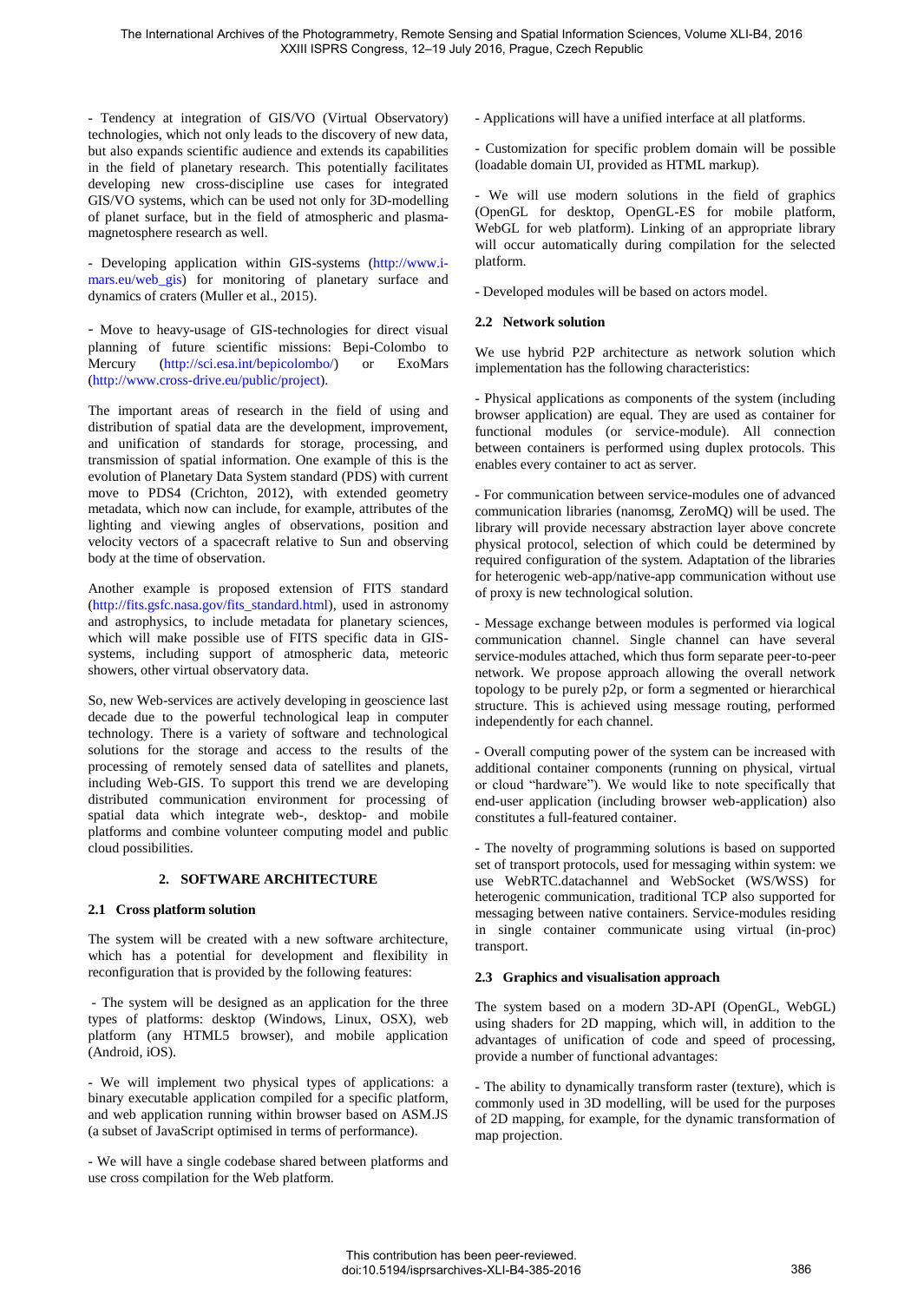- Tendency at integration of GIS/VO (Virtual Observatory) technologies, which not only leads to the discovery of new data, but also expands scientific audience and extends its capabilities in the field of planetary research. This potentially facilitates developing new cross-discipline use cases for integrated GIS/VO systems, which can be used not only for 3D-modelling of planet surface, but in the field of atmospheric and plasma-magnetosphere research as well.

- Developing application within GIS-systems (http://www.i-mars.eu/web_gis) for monitoring of planetary surface and dynamics of craters (Muller et al., 2015).

- Move to heavy-usage of GIS-technologies for direct visual planning of future scientific missions: Bepi-Colombo to Mercury (http://sci.esa.int/bepicolombo/) or ExoMars (http://www.cross-drive.eu/public/project).

The important areas of research in the field of using and distribution of spatial data are the development, improvement, and unification of standards for storage, processing, and transmission of spatial information. One example of this is the evolution of Planetary Data System standard (PDS) with current move to PDS4 (Crichton, 2012), with extended geometry metadata, which now can include, for example, attributes of the lighting and viewing angles of observations, position and velocity vectors of a spacecraft relative to Sun and observing body at the time of observation.

Another example is proposed extension of FITS standard (http://fits.gsfc.nasa.gov/fits_standard.html), used in astronomy and astrophysics, to include metadata for planetary sciences, which will make possible use of FITS specific data in GIS-systems, including support of atmospheric data, meteoric showers, other virtual observatory data.

So, new Web-services are actively developing in geoscience last decade due to the powerful technological leap in computer technology. There is a variety of software and technological solutions for the storage and access to the results of the processing of remotely sensed data of satellites and planets, including Web-GIS. To support this trend we are developing distributed communication environment for processing of spatial data which integrate web-, desktop- and mobile platforms and combine volunteer computing model and public cloud possibilities.

## 2. SOFTWARE ARCHITECTURE

### 2.1 Cross platform solution

The system will be created with a new software architecture, which has a potential for development and flexibility in reconfiguration that is provided by the following features:

- The system will be designed as an application for the three types of platforms: desktop (Windows, Linux, OSX), web platform (any HTML5 browser), and mobile application (Android, iOS).

- We will implement two physical types of applications: a binary executable application compiled for a specific platform, and web application running within browser based on ASM.JS (a subset of JavaScript optimised in terms of performance).

- We will have a single codebase shared between platforms and use cross compilation for the Web platform.

- Applications will have a unified interface at all platforms.

- Customization for specific problem domain will be possible (loadable domain UI, provided as HTML markup).

- We will use modern solutions in the field of graphics (OpenGL for desktop, OpenGL-ES for mobile platform, WebGL for web platform). Linking of an appropriate library will occur automatically during compilation for the selected platform.

- Developed modules will be based on actors model.

### 2.2 Network solution

We use hybrid P2P architecture as network solution which implementation has the following characteristics:

- Physical applications as components of the system (including browser application) are equal. They are used as container for functional modules (or service-module). All connection between containers is performed using duplex protocols. This enables every container to act as server.

- For communication between service-modules one of advanced communication libraries (nanomsg, ZeroMQ) will be used. The library will provide necessary abstraction layer above concrete physical protocol, selection of which could be determined by required configuration of the system. Adaptation of the libraries for heterogenic web-app/native-app communication without use of proxy is new technological solution.

- Message exchange between modules is performed via logical communication channel. Single channel can have several service-modules attached, which thus form separate peer-to-peer network. We propose approach allowing the overall network topology to be purely p2p, or form a segmented or hierarchical structure. This is achieved using message routing, performed independently for each channel.

- Overall computing power of the system can be increased with additional container components (running on physical, virtual or cloud "hardware"). We would like to note specifically that end-user application (including browser web-application) also constitutes a full-featured container.

- The novelty of programming solutions is based on supported set of transport protocols, used for messaging within system: we use WebRTC.datachannel and WebSocket (WS/WSS) for heterogenic communication, traditional TCP also supported for messaging between native containers. Service-modules residing in single container communicate using virtual (in-proc) transport.

### 2.3 Graphics and visualisation approach

The system based on a modern 3D-API (OpenGL, WebGL) using shaders for 2D mapping, which will, in addition to the advantages of unification of code and speed of processing, provide a number of functional advantages:

- The ability to dynamically transform raster (texture), which is commonly used in 3D modelling, will be used for the purposes of 2D mapping, for example, for the dynamic transformation of map projection.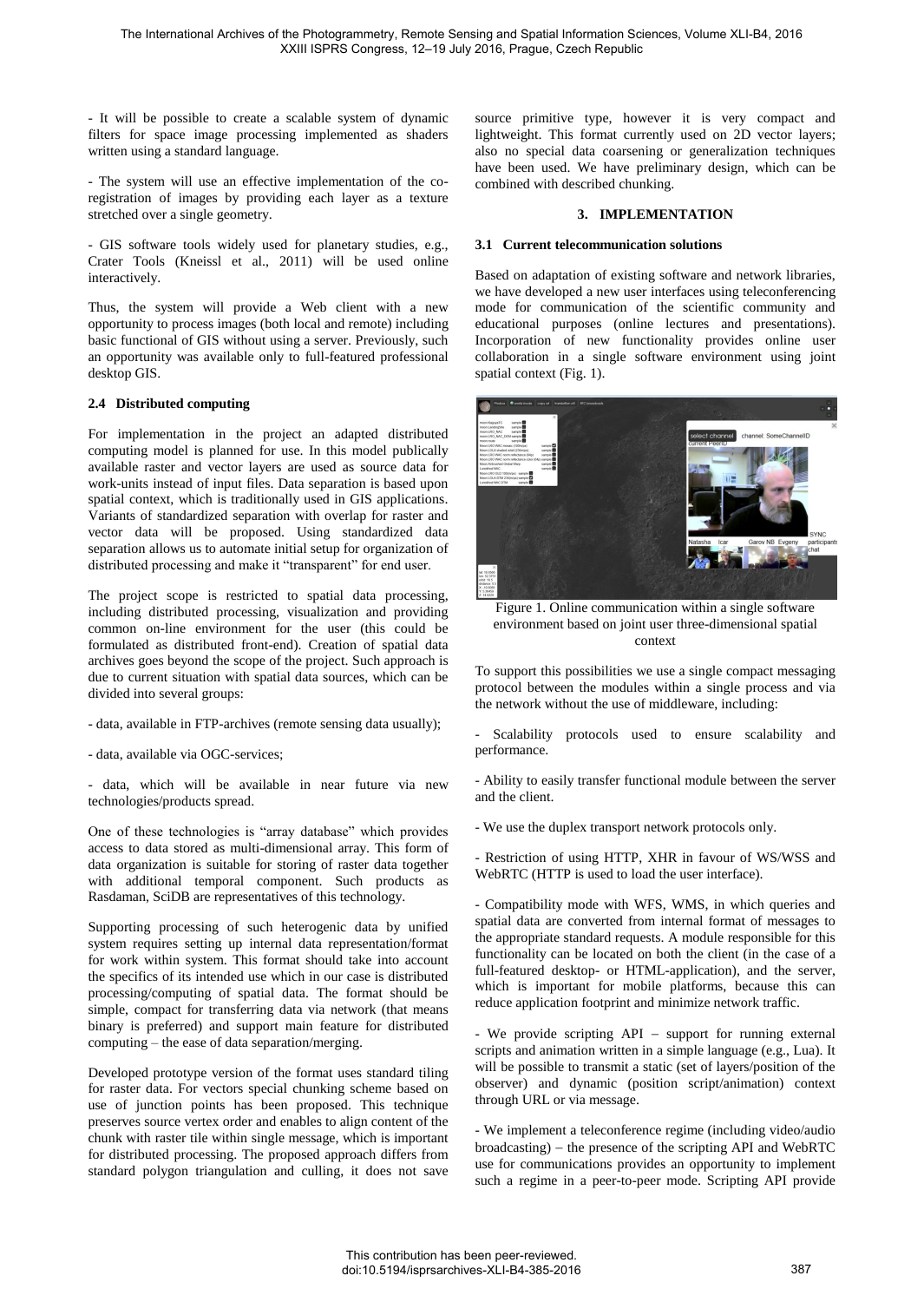- It will be possible to create a scalable system of dynamic filters for space image processing implemented as shaders written using a standard language.

- The system will use an effective implementation of the co-registration of images by providing each layer as a texture stretched over a single geometry.

- GIS software tools widely used for planetary studies, e.g., Crater Tools (Kneissl et al., 2011) will be used online interactively.

Thus, the system will provide a Web client with a new opportunity to process images (both local and remote) including basic functional of GIS without using a server. Previously, such an opportunity was available only to full-featured professional desktop GIS.

### 2.4 Distributed computing

For implementation in the project an adapted distributed computing model is planned for use. In this model publically available raster and vector layers are used as source data for work-units instead of input files. Data separation is based upon spatial context, which is traditionally used in GIS applications. Variants of standardized separation with overlap for raster and vector data will be proposed. Using standardized data separation allows us to automate initial setup for organization of distributed processing and make it "transparent" for end user.

The project scope is restricted to spatial data processing, including distributed processing, visualization and providing common on-line environment for the user (this could be formulated as distributed front-end). Creation of spatial data archives goes beyond the scope of the project. Such approach is due to current situation with spatial data sources, which can be divided into several groups:

- data, available in FTP-archives (remote sensing data usually);

- data, available via OGC-services;

- data, which will be available in near future via new technologies/products spread.

One of these technologies is "array database" which provides access to data stored as multi-dimensional array. This form of data organization is suitable for storing of raster data together with additional temporal component. Such products as Rasdaman, SciDB are representatives of this technology.

Supporting processing of such heterogenic data by unified system requires setting up internal data representation/format for work within system. This format should take into account the specifics of its intended use which in our case is distributed processing/computing of spatial data. The format should be simple, compact for transferring data via network (that means binary is preferred) and support main feature for distributed computing – the ease of data separation/merging.

Developed prototype version of the format uses standard tiling for raster data. For vectors special chunking scheme based on use of junction points has been proposed. This technique preserves source vertex order and enables to align content of the chunk with raster tile within single message, which is important for distributed processing. The proposed approach differs from standard polygon triangulation and culling, it does not save source primitive type, however it is very compact and lightweight. This format currently used on 2D vector layers; also no special data coarsening or generalization techniques have been used. We have preliminary design, which can be combined with described chunking.

## 3. IMPLEMENTATION

### 3.1 Current telecommunication solutions

Based on adaptation of existing software and network libraries, we have developed a new user interfaces using teleconferencing mode for communication of the scientific community and educational purposes (online lectures and presentations). Incorporation of new functionality provides online user collaboration in a single software environment using joint spatial context (Fig. 1).

Figure 1. Online communication within a single software environment based on joint user three-dimensional spatial context

To support this possibilities we use a single compact messaging protocol between the modules within a single process and via the network without the use of middleware, including:

- Scalability protocols used to ensure scalability and performance.

- Ability to easily transfer functional module between the server and the client.

- We use the duplex transport network protocols only.

- Restriction of using HTTP, XHR in favour of WS/WSS and WebRTC (HTTP is used to load the user interface).

- Compatibility mode with WFS, WMS, in which queries and spatial data are converted from internal format of messages to the appropriate standard requests. A module responsible for this functionality can be located on both the client (in the case of a full-featured desktop- or HTML-application), and the server, which is important for mobile platforms, because this can reduce application footprint and minimize network traffic.

- We provide scripting API – support for running external scripts and animation written in a simple language (e.g., Lua). It will be possible to transmit a static (set of layers/position of the observer) and dynamic (position script/animation) context through URL or via message.

- We implement a teleconference regime (including video/audio broadcasting) – the presence of the scripting API and WebRTC use for communications provides an opportunity to implement such a regime in a peer-to-peer mode. Scripting API provide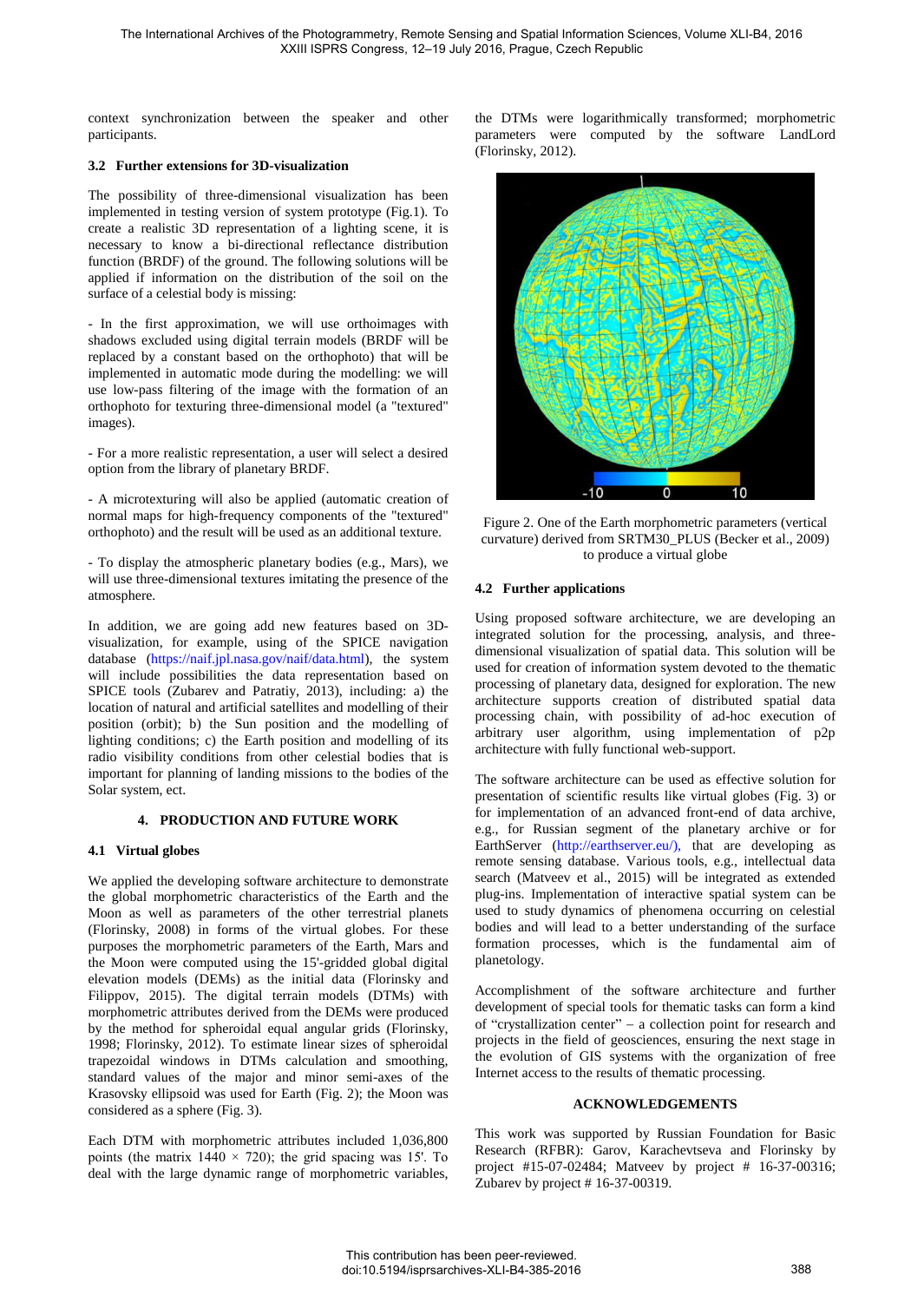context synchronization between the speaker and other participants.

### 3.2 Further extensions for 3D-visualization

The possibility of three-dimensional visualization has been implemented in testing version of system prototype (Fig.1). To create a realistic 3D representation of a lighting scene, it is necessary to know a bi-directional reflectance distribution function (BRDF) of the ground. The following solutions will be applied if information on the distribution of the soil on the surface of a celestial body is missing:

- In the first approximation, we will use orthoimages with shadows excluded using digital terrain models (BRDF will be replaced by a constant based on the orthophoto) that will be implemented in automatic mode during the modelling: we will use low-pass filtering of the image with the formation of an orthophoto for texturing three-dimensional model (a "textured" images).

- For a more realistic representation, a user will select a desired option from the library of planetary BRDF.

- A microtexturing will also be applied (automatic creation of normal maps for high-frequency components of the "textured" orthophoto) and the result will be used as an additional texture.

- To display the atmospheric planetary bodies (e.g., Mars), we will use three-dimensional textures imitating the presence of the atmosphere.

In addition, we are going add new features based on 3D-visualization, for example, using of the SPICE navigation database (https://naif.jpl.nasa.gov/naif/data.html), the system will include possibilities the data representation based on SPICE tools (Zubarev and Patratiy, 2013), including: a) the location of natural and artificial satellites and modelling of their position (orbit); b) the Sun position and the modelling of lighting conditions; c) the Earth position and modelling of its radio visibility conditions from other celestial bodies that is important for planning of landing missions to the bodies of the Solar system, ect.

## 4. PRODUCTION AND FUTURE WORK

### 4.1 Virtual globes

We applied the developing software architecture to demonstrate the global morphometric characteristics of the Earth and the Moon as well as parameters of the other terrestrial planets (Florinsky, 2008) in forms of the virtual globes. For these purposes the morphometric parameters of the Earth, Mars and the Moon were computed using the 15'-gridded global digital elevation models (DEMs) as the initial data (Florinsky and Filippov, 2015). The digital terrain models (DTMs) with morphometric attributes derived from the DEMs were produced by the method for spheroidal equal angular grids (Florinsky, 1998; Florinsky, 2012). To estimate linear sizes of spheroidal trapezoidal windows in DTMs calculation and smoothing, standard values of the major and minor semi-axes of the Krasovsky ellipsoid was used for Earth (Fig. 2); the Moon was considered as a sphere (Fig. 3).

Each DTM with morphometric attributes included 1,036,800 points (the matrix $1440 \times 720$); the grid spacing was 15'. To deal with the large dynamic range of morphometric variables, the DTMs were logarithmically transformed; morphometric parameters were computed by the software LandLord (Florinsky, 2012).

Figure 2. One of the Earth morphometric parameters (vertical curvature) derived from SRTM30_PLUS (Becker et al., 2009) to produce a virtual globe

### 4.2 Further applications

Using proposed software architecture, we are developing an integrated solution for the processing, analysis, and three-dimensional visualization of spatial data. This solution will be used for creation of information system devoted to the thematic processing of planetary data, designed for exploration. The new architecture supports creation of distributed spatial data processing chain, with possibility of ad-hoc execution of arbitrary user algorithm, using implementation of p2p architecture with fully functional web-support.

The software architecture can be used as effective solution for presentation of scientific results like virtual globes (Fig. 3) or for implementation of an advanced front-end of data archive, e.g., for Russian segment of the planetary archive or for EarthServer (http://earthserver.eu/), that are developing as remote sensing database. Various tools, e.g., intellectual data search (Matveev et al., 2015) will be integrated as extended plug-ins. Implementation of interactive spatial system can be used to study dynamics of phenomena occurring on celestial bodies and will lead to a better understanding of the surface formation processes, which is the fundamental aim of planetology.

Accomplishment of the software architecture and further development of special tools for thematic tasks can form a kind of "crystallization center" – a collection point for research and projects in the field of geosciences, ensuring the next stage in the evolution of GIS systems with the organization of free Internet access to the results of thematic processing.

## ACKNOWLEDGEMENTS

This work was supported by Russian Foundation for Basic Research (RFBR): Garov, Karachevtseva and Florinsky by project #15-07-02484; Matveev by project # 16-37-00316; Zubarev by project # 16-37-00319.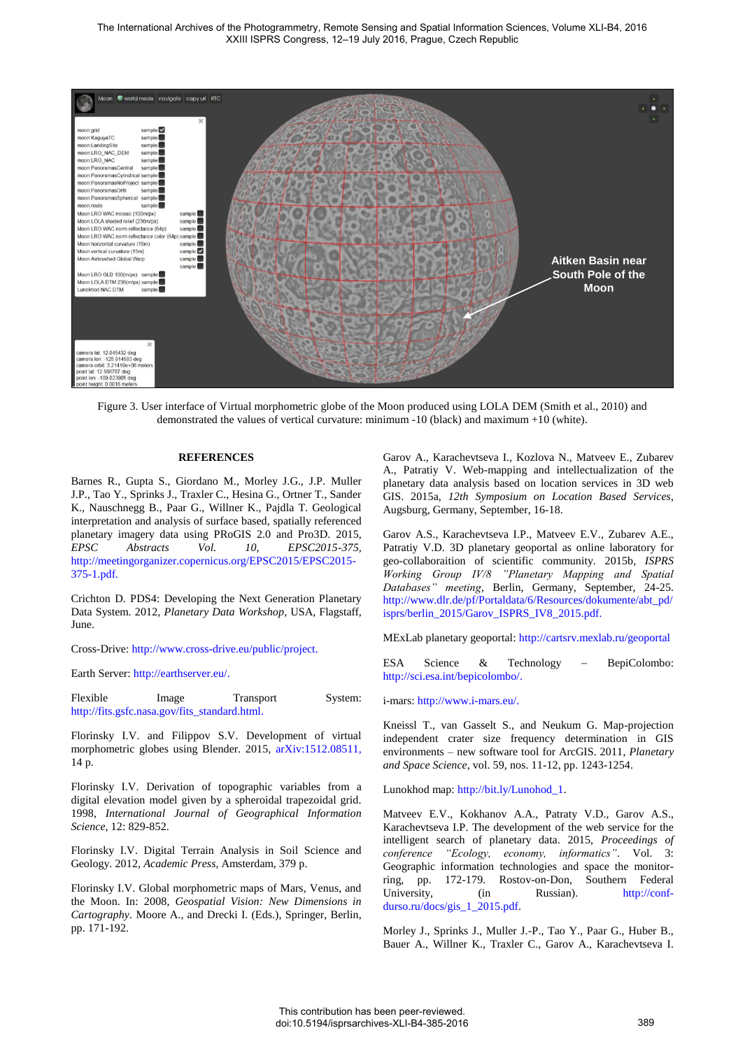Figure 3. User interface of Virtual morphometric globe of the Moon produced using LOLA DEM (Smith et al., 2010) and demonstrated the values of vertical curvature: minimum -10 (black) and maximum +10 (white).

## REFERENCES

Barnes R., Gupta S., Giordano M., Morley J.G., J.P. Muller J.P., Tao Y., Sprinks J., Traxler C., Hesina G., Ortner T., Sander K., Nauschnegg B., Paar G., Willner K., Pajdla T. Geological interpretation and analysis of surface based, spatially referenced planetary imagery data using PRoGIS 2.0 and Pro3D. 2015, *EPSC Abstracts Vol. 10, EPSC2015-375*, http://meetingorganizer.copernicus.org/EPSC2015/EPSC2015-375-1.pdf.

Crichton D. PDS4: Developing the Next Generation Planetary Data System. 2012, *Planetary Data Workshop*, USA, Flagstaff, June.

Cross-Drive: http://www.cross-drive.eu/public/project.

Earth Server: http://earthserver.eu/.

Flexible Image Transport System: http://fits.gsfc.nasa.gov/fits_standard.html.

Florinsky I.V. and Filippov S.V. Development of virtual morphometric globes using Blender. 2015, arXiv:1512.08511, 14 p.

Florinsky I.V. Derivation of topographic variables from a digital elevation model given by a spheroidal trapezoidal grid. 1998, *International Journal of Geographical Information Science*, 12: 829-852.

Florinsky I.V. Digital Terrain Analysis in Soil Science and Geology. 2012, *Academic Press*, Amsterdam, 379 p.

Florinsky I.V. Global morphometric maps of Mars, Venus, and the Moon. In: 2008, *Geospatial Vision: New Dimensions in Cartography*. Moore A., and Drecki I. (Eds.), Springer, Berlin, pp. 171-192.

Garov A., Karachevtseva I., Kozlova N., Matveev E., Zubarev A., Patratiy V. Web-mapping and intellectualization of the planetary data analysis based on location services in 3D web GIS. 2015a, *12th Symposium on Location Based Services*, Augsburg, Germany, September, 16-18.

Garov A.S., Karachevtseva I.P., Matveev E.V., Zubarev A.E., Patratiy V.D. 3D planetary geoportal as online laboratory for geo-collaboraition of scientific community. 2015b, *ISPRS Working Group IV/8 "Planetary Mapping and Spatial Databases" meeting*, Berlin, Germany, September, 24-25. http://www.dlr.de/pf/Portaldata/6/Resources/dokumente/abt_pd/isprs/berlin_2015/Garov_ISPRS_IV8_2015.pdf.

MExLab planetary geoportal: http://cartsrv.mexlab.ru/geoportal

ESA Science & Technology – BepiColombo: http://sci.esa.int/bepicolombo/.

i-mars: http://www.i-mars.eu/.

Kneissl T., van Gasselt S., and Neukum G. Map-projection independent crater size frequency determination in GIS environments – new software tool for ArcGIS. 2011, *Planetary and Space Science*, vol. 59, nos. 11-12, pp. 1243-1254.

Lunokhod map: http://bit.ly/Lunohod_1.

Matveev E.V., Kokhanov A.A., Patraty V.D., Garov A.S., Karachevtseva I.P. The development of the web service for the intelligent search of planetary data. 2015, *Proceedings of conference "Ecology, economy, informatics"*. Vol. 3: Geographic information technologies and space the monitoring, pp. 172-179. Rostov-on-Don, Southern Federal University, (in Russian). http://conf-durso.ru/docs/gis_1_2015.pdf.

Morley J., Sprinks J., Muller J.-P., Tao Y., Paar G., Huber B., Bauer A., Willner K., Traxler C., Garov A., Karachevtseva I.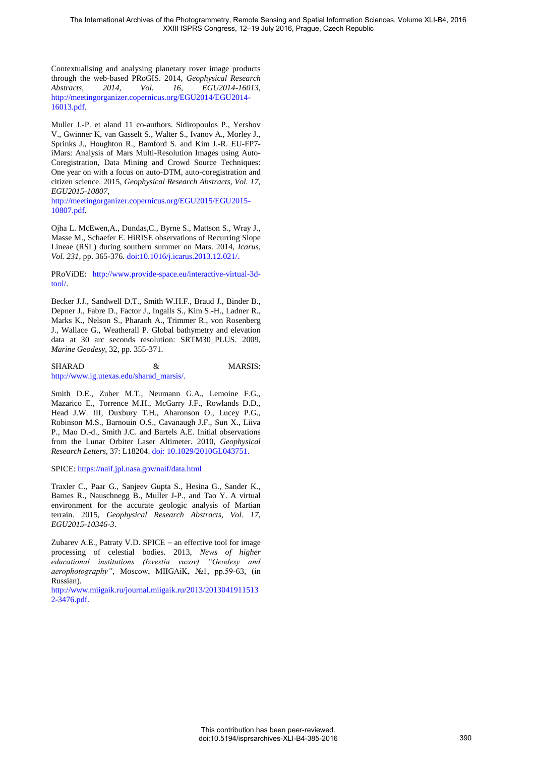Contextualising and analysing planetary rover image products through the web-based PRoGIS. 2014, *Geophysical Research Abstracts, 2014, Vol. 16, EGU2014-16013,* http://meetingorganizer.copernicus.org/EGU2014/EGU2014-16013.pdf.

Muller J.-P. et aland 11 co-authors. Sidiropoulos P., Yershov V., Gwinner K, van Gasselt S., Walter S., Ivanov A., Morley J., Sprinks J., Houghton R., Bamford S. and Kim J.-R. EU-FP7-iMars: Analysis of Mars Multi-Resolution Images using Auto-Coregistration, Data Mining and Crowd Source Techniques: One year on with a focus on auto-DTM, auto-coregistration and citizen science. 2015, *Geophysical Research Abstracts, Vol. 17, EGU2015-10807*, http://meetingorganizer.copernicus.org/EGU2015/EGU2015-10807.pdf.

Ojha L. McEwen,A., Dundas,C., Byrne S., Mattson S., Wray J., Masse M., Schaefer E. HiRISE observations of Recurring Slope Lineae (RSL) during southern summer on Mars. 2014, *Icarus, Vol. 231*, pp. 365-376. doi:10.1016/j.icarus.2013.12.021/.

PRoViDE: http://www.provide-space.eu/interactive-virtual-3d-tool/.

Becker J.J., Sandwell D.T., Smith W.H.F., Braud J., Binder B., Depner J., Fabre D., Factor J., Ingalls S., Kim S.-H., Ladner R., Marks K., Nelson S., Pharaoh A., Trimmer R., von Rosenberg J., Wallace G., Weatherall P. Global bathymetry and elevation data at 30 arc seconds resolution: SRTM30_PLUS. 2009, *Marine Geodesy*, 32, pp. 355-371.

SHARAD & MARSIS: http://www.ig.utexas.edu/sharad_marsis/.

Smith D.E., Zuber M.T., Neumann G.A., Lemoine F.G., Mazarico E., Torrence M.H., McGarry J.F., Rowlands D.D., Head J.W. III, Duxbury T.H., Aharonson O., Lucey P.G., Robinson M.S., Barnouin O.S., Cavanaugh J.F., Sun X., Liiva P., Mao D.-d., Smith J.C. and Bartels A.E. Initial observations from the Lunar Orbiter Laser Altimeter. 2010, *Geophysical Research Letters*, 37: L18204. doi: 10.1029/2010GL043751.

SPICE: https://naif.jpl.nasa.gov/naif/data.html

Traxler C., Paar G., Sanjeev Gupta S., Hesina G., Sander K., Barnes R., Nauschnegg B., Muller J-P., and Tao Y. A virtual environment for the accurate geologic analysis of Martian terrain. 2015, *Geophysical Research Abstracts, Vol. 17, EGU2015-10346-3*.

Zubarev A.E., Patraty V.D. SPICE – an effective tool for image processing of celestial bodies. 2013, *News of higher educational institutions (Izvestia vuzov) "Geodesy and aerophotography"*, Moscow, MIIGAiK, №1, pp.59-63, (in Russian).
http://www.miigaik.ru/journal.miigaik.ru/2013/20130419115132-3476.pdf.